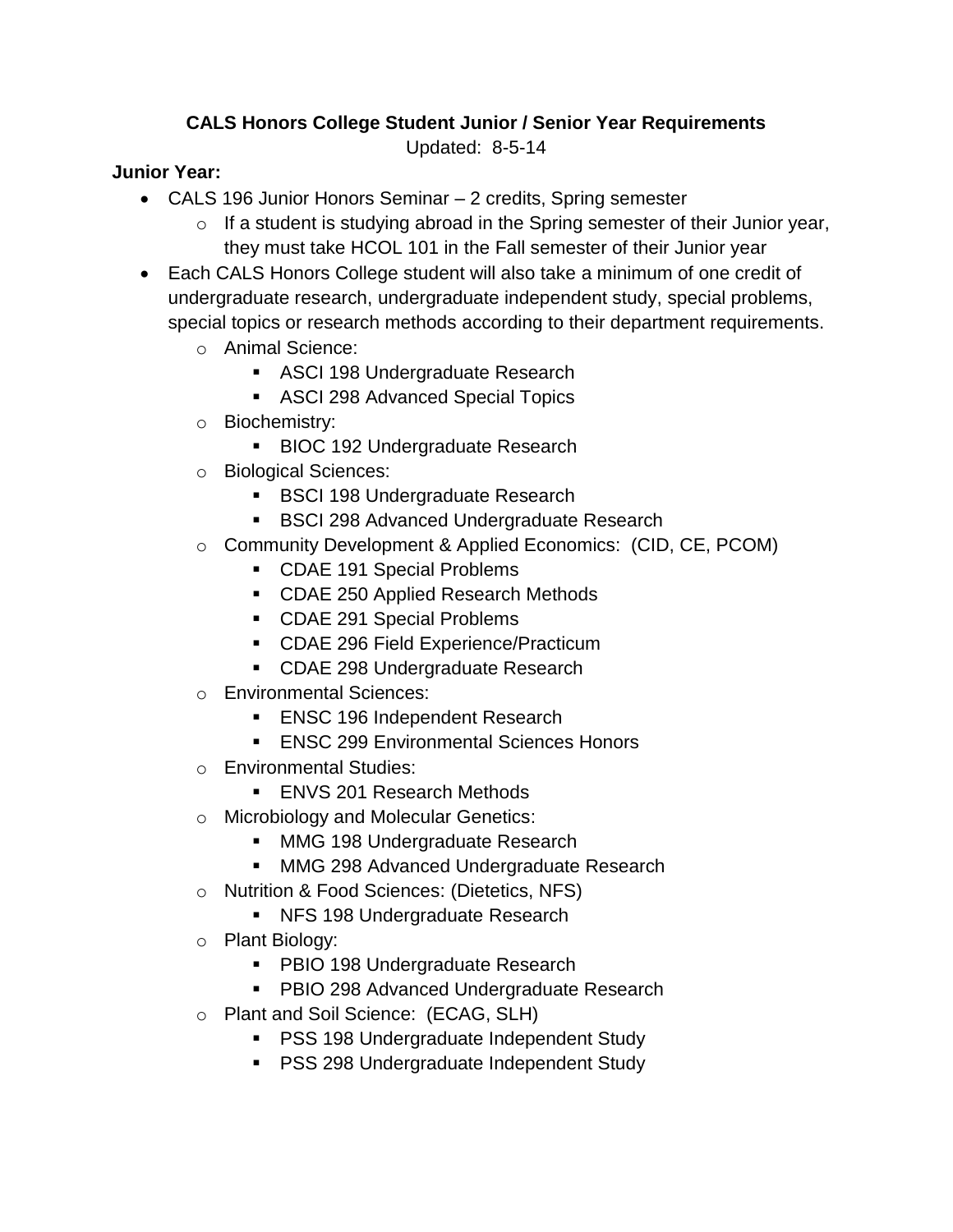# CALS Honors College Student Junior / Senior Year Requirements

Updated: 8-5-14

**Junior Year:**

- CALS 196 Junior Honors Seminar – 2 credits, Spring semester
  - If a student is studying abroad in the Spring semester of their Junior year, they must take HCOL 101 in the Fall semester of their Junior year
- Each CALS Honors College student will also take a minimum of one credit of undergraduate research, undergraduate independent study, special problems, special topics or research methods according to their department requirements.
  - Animal Science:
    - ASCI 198 Undergraduate Research
    - ASCI 298 Advanced Special Topics
  - Biochemistry:
    - BIOC 192 Undergraduate Research
  - Biological Sciences:
    - BSCI 198 Undergraduate Research
    - BSCI 298 Advanced Undergraduate Research
  - Community Development & Applied Economics: (CID, CE, PCOM)
    - CDAE 191 Special Problems
    - CDAE 250 Applied Research Methods
    - CDAE 291 Special Problems
    - CDAE 296 Field Experience/Practicum
    - CDAE 298 Undergraduate Research
  - Environmental Sciences:
    - ENSC 196 Independent Research
    - ENSC 299 Environmental Sciences Honors
  - Environmental Studies:
    - ENVS 201 Research Methods
  - Microbiology and Molecular Genetics:
    - MMG 198 Undergraduate Research
    - MMG 298 Advanced Undergraduate Research
  - Nutrition & Food Sciences: (Dietetics, NFS)
    - NFS 198 Undergraduate Research
  - Plant Biology:
    - PBIO 198 Undergraduate Research
    - PBIO 298 Advanced Undergraduate Research
  - Plant and Soil Science: (ECAG, SLH)
    - PSS 198 Undergraduate Independent Study
    - PSS 298 Undergraduate Independent Study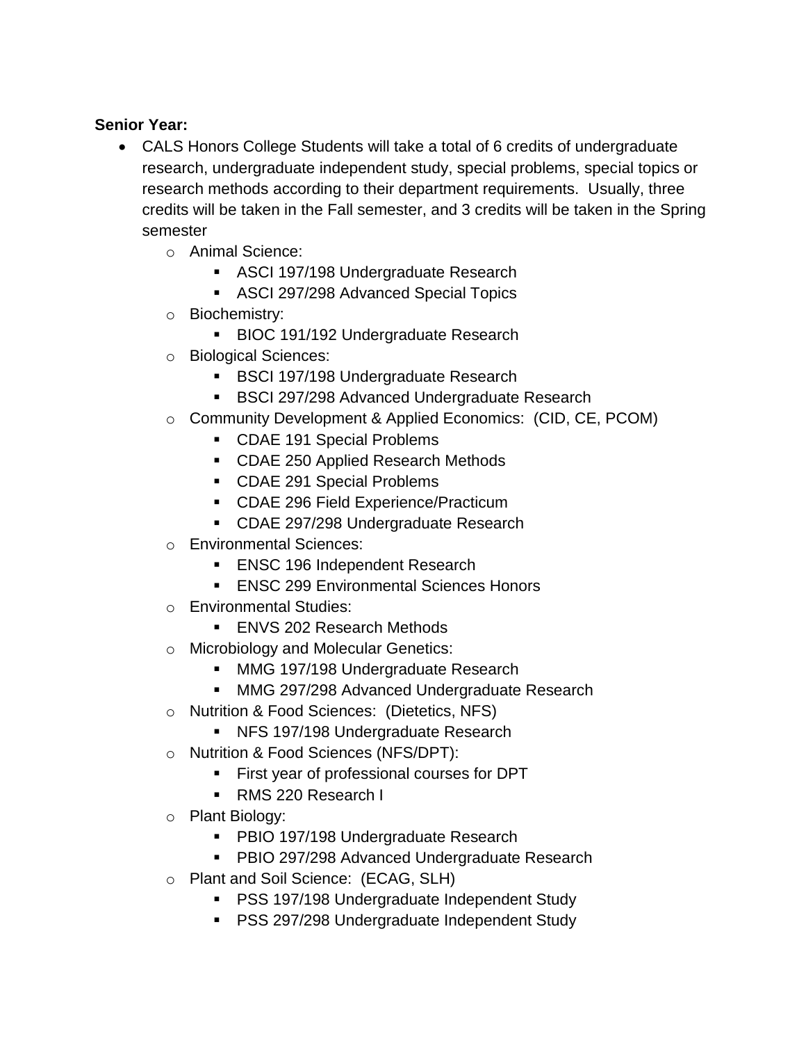**Senior Year:**

- CALS Honors College Students will take a total of 6 credits of undergraduate research, undergraduate independent study, special problems, special topics or research methods according to their department requirements. Usually, three credits will be taken in the Fall semester, and 3 credits will be taken in the Spring semester
  - Animal Science:
    - ASCI 197/198 Undergraduate Research
    - ASCI 297/298 Advanced Special Topics
  - Biochemistry:
    - BIOC 191/192 Undergraduate Research
  - Biological Sciences:
    - BSCI 197/198 Undergraduate Research
    - BSCI 297/298 Advanced Undergraduate Research
  - Community Development & Applied Economics: (CID, CE, PCOM)
    - CDAE 191 Special Problems
    - CDAE 250 Applied Research Methods
    - CDAE 291 Special Problems
    - CDAE 296 Field Experience/Practicum
    - CDAE 297/298 Undergraduate Research
  - Environmental Sciences:
    - ENSC 196 Independent Research
    - ENSC 299 Environmental Sciences Honors
  - Environmental Studies:
    - ENVS 202 Research Methods
  - Microbiology and Molecular Genetics:
    - MMG 197/198 Undergraduate Research
    - MMG 297/298 Advanced Undergraduate Research
  - Nutrition & Food Sciences: (Dietetics, NFS)
    - NFS 197/198 Undergraduate Research
  - Nutrition & Food Sciences (NFS/DPT):
    - First year of professional courses for DPT
    - RMS 220 Research I
  - Plant Biology:
    - PBIO 197/198 Undergraduate Research
    - PBIO 297/298 Advanced Undergraduate Research
  - Plant and Soil Science: (ECAG, SLH)
    - PSS 197/198 Undergraduate Independent Study
    - PSS 297/298 Undergraduate Independent Study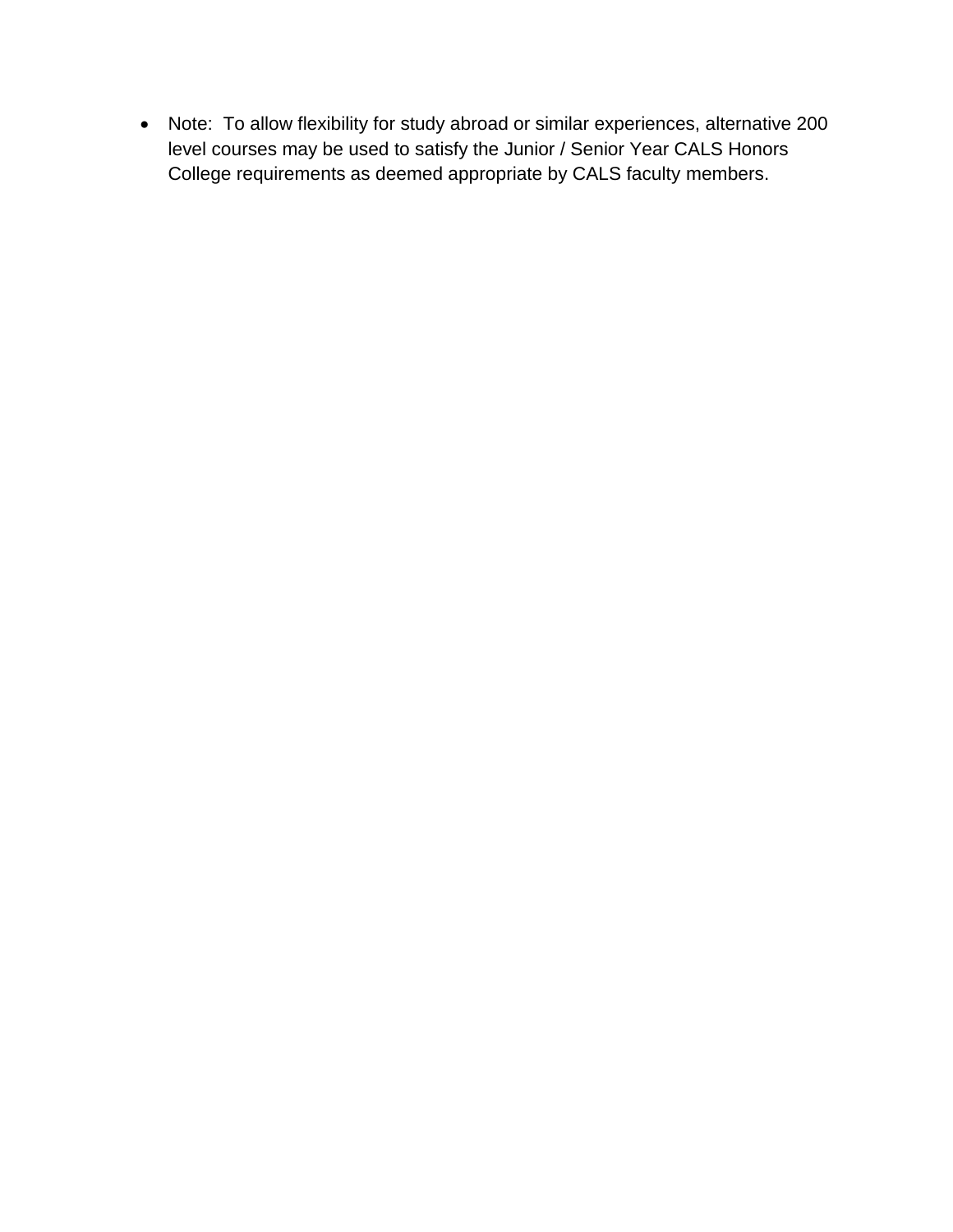- Note: To allow flexibility for study abroad or similar experiences, alternative 200 level courses may be used to satisfy the Junior / Senior Year CALS Honors College requirements as deemed appropriate by CALS faculty members.